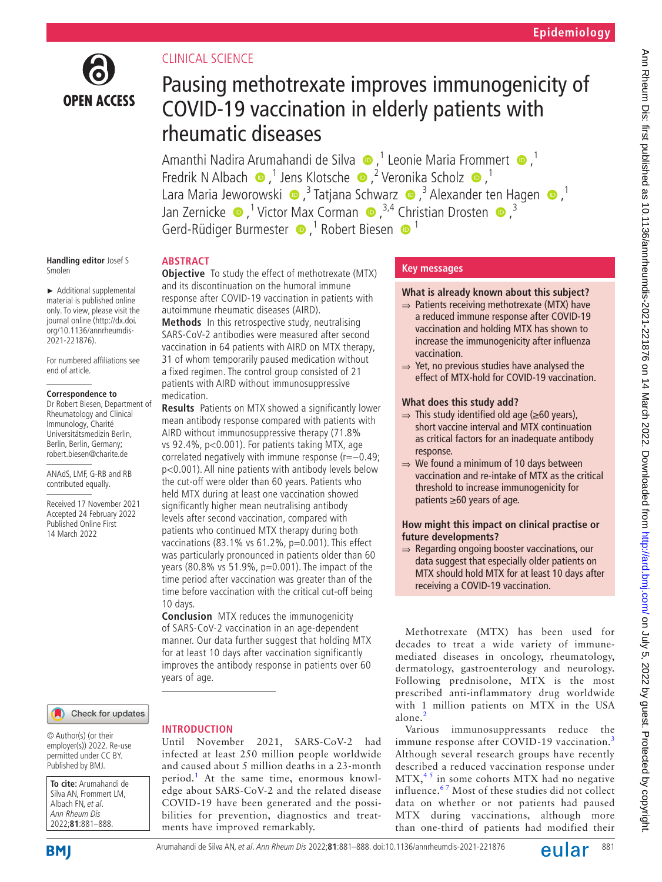Epidemiology

CLINICAL SCIENCE

# Pausing methotrexate improves immunogenicity of COVID-19 vaccination in elderly patients with rheumatic diseases

Amanthi Nadira Arumahandi de Silva,[1] Leonie Maria Frommert,[1] Fredrik N Albach,[1] Jens Klotsche,[2] Veronika Scholz,[1] Lara Maria Jeworowski,[3] Tatjana Schwarz,[3] Alexander ten Hagen,[1] Jan Zernicke,[1] Victor Max Corman,[3,4] Christian Drosten,[3] Gerd-Rüdiger Burmester,[1] Robert Biesen[1]

Handling editor Josef S Smolen

► Additional supplemental material is published online only. To view, please visit the journal online (http://dx.doi.org/10.1136/annrheumdis-2021-221876).

For numbered affiliations see end of article.

**Correspondence to**
Dr Robert Biesen, Department of Rheumatology and Clinical Immunology, Charité Universitätsmedizin Berlin, Berlin, Berlin, Germany; robert.biesen@charite.de

ANAdS, LMF, G-RB and RB contributed equally.

Received 17 November 2021
Accepted 24 February 2022
Published Online First 14 March 2022

## ABSTRACT

**Objective** To study the effect of methotrexate (MTX) and its discontinuation on the humoral immune response after COVID-19 vaccination in patients with autoimmune rheumatic diseases (AIRD).

**Methods** In this retrospective study, neutralising SARS-CoV-2 antibodies were measured after second vaccination in 64 patients with AIRD on MTX therapy, 31 of whom temporarily paused medication without a fixed regimen. The control group consisted of 21 patients with AIRD without immunosuppressive medication.

**Results** Patients on MTX showed a significantly lower mean antibody response compared with patients with AIRD without immunosuppressive therapy (71.8% vs 92.4%, p<0.001). For patients taking MTX, age correlated negatively with immune response (r=−0.49; p<0.001). All nine patients with antibody levels below the cut-off were older than 60 years. Patients who held MTX during at least one vaccination showed significantly higher mean neutralising antibody levels after second vaccination, compared with patients who continued MTX therapy during both vaccinations (83.1% vs 61.2%, p=0.001). This effect was particularly pronounced in patients older than 60 years (80.8% vs 51.9%, p=0.001). The impact of the time period after vaccination was greater than of the time before vaccination with the critical cut-off being 10 days.

**Conclusion** MTX reduces the immunogenicity of SARS-CoV-2 vaccination in an age-dependent manner. Our data further suggest that holding MTX for at least 10 days after vaccination significantly improves the antibody response in patients over 60 years of age.

## Key messages

**What is already known about this subject?**

⇒ Patients receiving methotrexate (MTX) have a reduced immune response after COVID-19 vaccination and holding MTX has shown to increase the immunogenicity after influenza vaccination.

⇒ Yet, no previous studies have analysed the effect of MTX-hold for COVID-19 vaccination.

**What does this study add?**

⇒ This study identified old age (≥60 years), short vaccine interval and MTX continuation as critical factors for an inadequate antibody response.

⇒ We found a minimum of 10 days between vaccination and re-intake of MTX as the critical threshold to increase immunogenicity for patients ≥60 years of age.

**How might this impact on clinical practise or future developments?**

⇒ Regarding ongoing booster vaccinations, our data suggest that especially older patients on MTX should hold MTX for at least 10 days after receiving a COVID-19 vaccination.

## INTRODUCTION

Until November 2021, SARS-CoV-2 had infected at least 250 million people worldwide and caused about 5 million deaths in a 23-month period.[1] At the same time, enormous knowledge about SARS-CoV-2 and the related disease COVID-19 have been generated and the possibilities for prevention, diagnostics and treatments have improved remarkably.

Methotrexate (MTX) has been used for decades to treat a wide variety of immune-mediated diseases in oncology, rheumatology, dermatology, gastroenterology and neurology. Following prednisolone, MTX is the most prescribed anti-inflammatory drug worldwide with 1 million patients on MTX in the USA alone.[2]

Various immunosuppressants reduce the immune response after COVID-19 vaccination.[3] Although several research groups have recently described a reduced vaccination response under MTX,[4,5] in some cohorts MTX had no negative influence.[6,7] Most of these studies did not collect data on whether or not patients had paused MTX during vaccinations, although more than one-third of patients had modified their

© Author(s) (or their employer(s)) 2022. Re-use permitted under CC BY. Published by BMJ.

**To cite:** Arumahandi de Silva AN, Frommert LM, Albach FN, et al. *Ann Rheum Dis* 2022;**81**:881–888.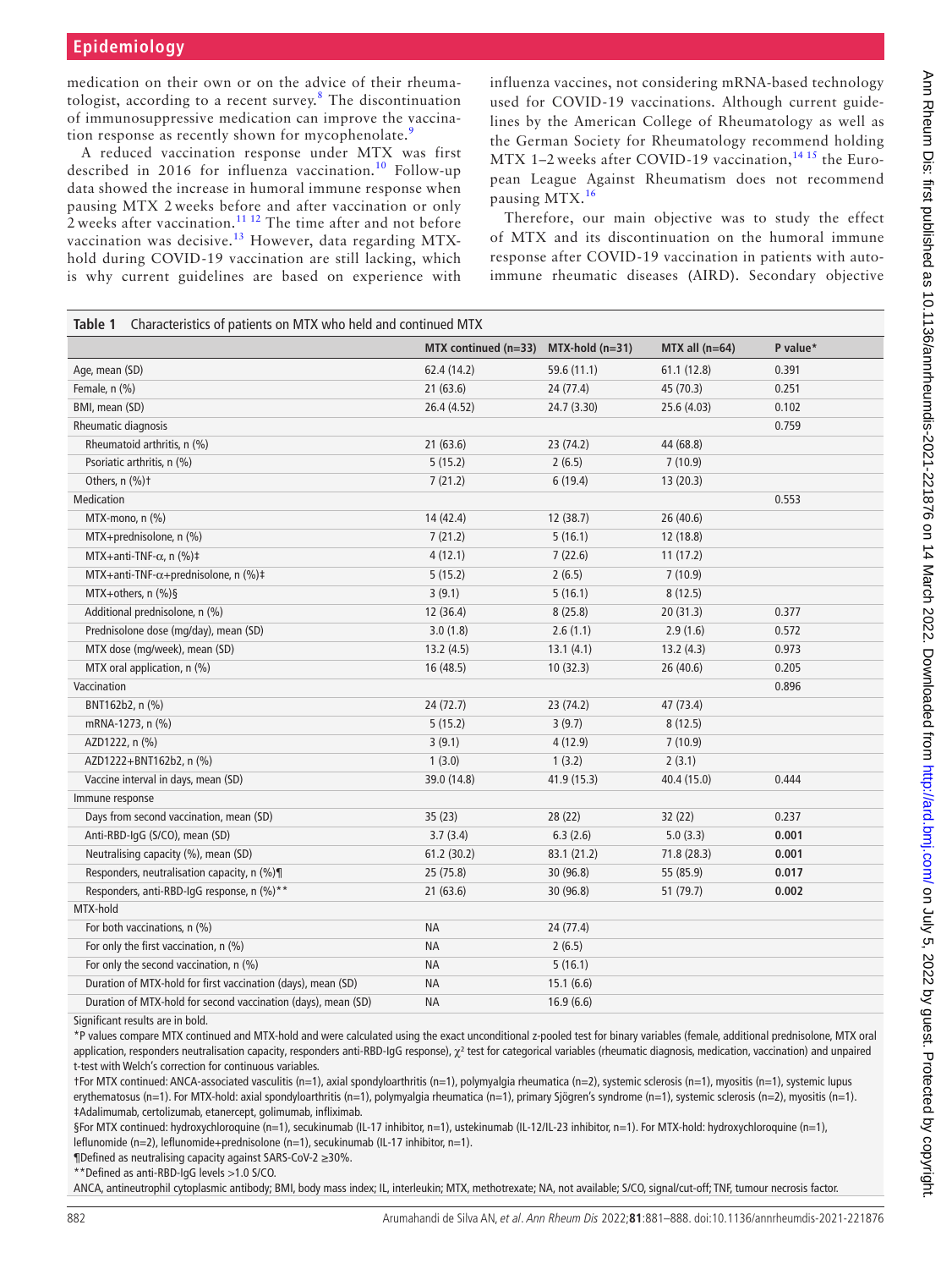medication on their own or on the advice of their rheumatologist, according to a recent survey.[8] The discontinuation of immunosuppressive medication can improve the vaccination response as recently shown for mycophenolate.[9]

A reduced vaccination response under MTX was first described in 2016 for influenza vaccination.[10] Follow-up data showed the increase in humoral immune response when pausing MTX 2 weeks before and after vaccination or only 2 weeks after vaccination.[11 12] The time after and not before vaccination was decisive.[13] However, data regarding MTX-hold during COVID-19 vaccination are still lacking, which is why current guidelines are based on experience with influenza vaccines, not considering mRNA-based technology used for COVID-19 vaccinations. Although current guidelines by the American College of Rheumatology as well as the German Society for Rheumatology recommend holding MTX 1–2 weeks after COVID-19 vaccination,[14 15] the European League Against Rheumatism does not recommend pausing MTX.[16]

Therefore, our main objective was to study the effect of MTX and its discontinuation on the humoral immune response after COVID-19 vaccination in patients with autoimmune rheumatic diseases (AIRD). Secondary objective

**Table 1** Characteristics of patients on MTX who held and continued MTX

| | MTX continued (n=33) | MTX-hold (n=31) | MTX all (n=64) | P value* |
|---|---|---|---|---|
| Age, mean (SD) | 62.4 (14.2) | 59.6 (11.1) | 61.1 (12.8) | 0.391 |
| Female, n (%) | 21 (63.6) | 24 (77.4) | 45 (70.3) | 0.251 |
| BMI, mean (SD) | 26.4 (4.52) | 24.7 (3.30) | 25.6 (4.03) | 0.102 |
| Rheumatic diagnosis | | | | 0.759 |
| Rheumatoid arthritis, n (%) | 21 (63.6) | 23 (74.2) | 44 (68.8) | |
| Psoriatic arthritis, n (%) | 5 (15.2) | 2 (6.5) | 7 (10.9) | |
| Others, n (%)† | 7 (21.2) | 6 (19.4) | 13 (20.3) | |
| Medication | | | | 0.553 |
| MTX-mono, n (%) | 14 (42.4) | 12 (38.7) | 26 (40.6) | |
| MTX+prednisolone, n (%) | 7 (21.2) | 5 (16.1) | 12 (18.8) | |
| MTX+anti-TNF-α, n (%)‡ | 4 (12.1) | 7 (22.6) | 11 (17.2) | |
| MTX+anti-TNF-α+prednisolone, n (%)‡ | 5 (15.2) | 2 (6.5) | 7 (10.9) | |
| MTX+others, n (%)§ | 3 (9.1) | 5 (16.1) | 8 (12.5) | |
| Additional prednisolone, n (%) | 12 (36.4) | 8 (25.8) | 20 (31.3) | 0.377 |
| Prednisolone dose (mg/day), mean (SD) | 3.0 (1.8) | 2.6 (1.1) | 2.9 (1.6) | 0.572 |
| MTX dose (mg/week), mean (SD) | 13.2 (4.5) | 13.1 (4.1) | 13.2 (4.3) | 0.973 |
| MTX oral application, n (%) | 16 (48.5) | 10 (32.3) | 26 (40.6) | 0.205 |
| Vaccination | | | | 0.896 |
| BNT162b2, n (%) | 24 (72.7) | 23 (74.2) | 47 (73.4) | |
| mRNA-1273, n (%) | 5 (15.2) | 3 (9.7) | 8 (12.5) | |
| AZD1222, n (%) | 3 (9.1) | 4 (12.9) | 7 (10.9) | |
| AZD1222+BNT162b2, n (%) | 1 (3.0) | 1 (3.2) | 2 (3.1) | |
| Vaccine interval in days, mean (SD) | 39.0 (14.8) | 41.9 (15.3) | 40.4 (15.0) | 0.444 |
| Immune response | | | | |
| Days from second vaccination, mean (SD) | 35 (23) | 28 (22) | 32 (22) | 0.237 |
| Anti-RBD-IgG (S/CO), mean (SD) | 3.7 (3.4) | 6.3 (2.6) | 5.0 (3.3) | **0.001** |
| Neutralising capacity (%), mean (SD) | 61.2 (30.2) | 83.1 (21.2) | 71.8 (28.3) | **0.001** |
| Responders, neutralisation capacity, n (%)¶ | 25 (75.8) | 30 (96.8) | 55 (85.9) | **0.017** |
| Responders, anti-RBD-IgG response, n (%)** | 21 (63.6) | 30 (96.8) | 51 (79.7) | **0.002** |
| MTX-hold | | | | |
| For both vaccinations, n (%) | NA | 24 (77.4) | | |
| For only the first vaccination, n (%) | NA | 2 (6.5) | | |
| For only the second vaccination, n (%) | NA | 5 (16.1) | | |
| Duration of MTX-hold for first vaccination (days), mean (SD) | NA | 15.1 (6.6) | | |
| Duration of MTX-hold for second vaccination (days), mean (SD) | NA | 16.9 (6.6) | | |

Significant results are in bold.

*P values compare MTX continued and MTX-hold and were calculated using the exact unconditional z-pooled test for binary variables (female, additional prednisolone, MTX oral application, responders neutralisation capacity, responders anti-RBD-IgG response), χ² test for categorical variables (rheumatic diagnosis, medication, vaccination) and unpaired t-test with Welch's correction for continuous variables.

†For MTX continued: ANCA-associated vasculitis (n=1), axial spondyloarthritis (n=1), polymyalgia rheumatica (n=2), systemic sclerosis (n=1), myositis (n=1), systemic lupus erythematosus (n=1). For MTX-hold: axial spondyloarthritis (n=1), polymyalgia rheumatica (n=1), primary Sjögren's syndrome (n=1), systemic sclerosis (n=2), myositis (n=1).

‡Adalimumab, certolizumab, etanercept, golimumab, infliximab.

§For MTX continued: hydroxychloroquine (n=1), secukinumab (IL-17 inhibitor, n=1), ustekinumab (IL-12/IL-23 inhibitor, n=1). For MTX-hold: hydroxychloroquine (n=1), leflunomide (n=2), leflunomide+prednisolone (n=1), secukinumab (IL-17 inhibitor, n=1).

¶Defined as neutralising capacity against SARS-CoV-2 ≥30%.

**Defined as anti-RBD-IgG levels >1.0 S/CO.

ANCA, antineutrophil cytoplasmic antibody; BMI, body mass index; IL, interleukin; MTX, methotrexate; NA, not available; S/CO, signal/cut-off; TNF, tumour necrosis factor.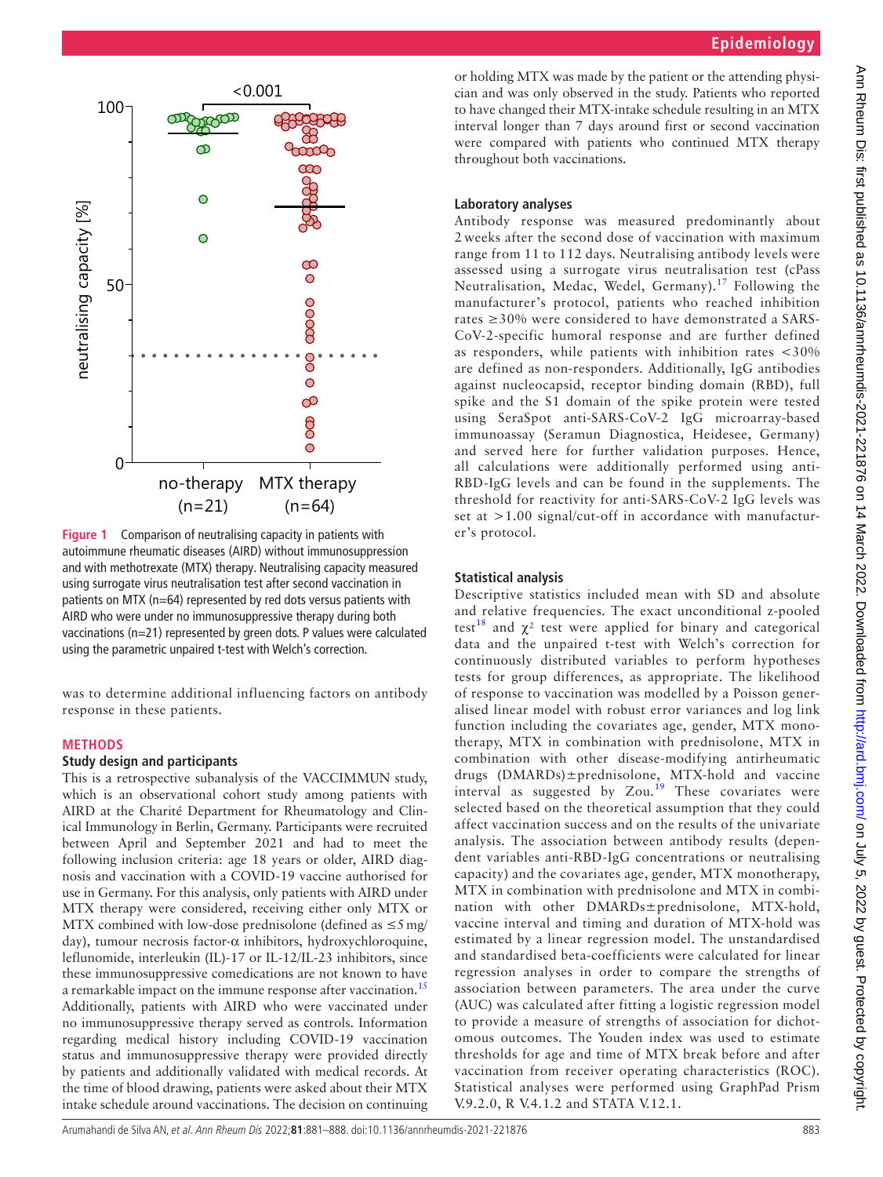Figure 1 Comparison of neutralising capacity in patients with autoimmune rheumatic diseases (AIRD) without immunosuppression and with methotrexate (MTX) therapy. Neutralising capacity measured using surrogate virus neutralisation test after second vaccination in patients on MTX (n=64) represented by red dots versus patients with AIRD who were under no immunosuppressive therapy during both vaccinations (n=21) represented by green dots. P values were calculated using the parametric unpaired t-test with Welch's correction.

was to determine additional influencing factors on antibody response in these patients.

## METHODS

### Study design and participants

This is a retrospective subanalysis of the VACCIMMUN study, which is an observational cohort study among patients with AIRD at the Charité Department for Rheumatology and Clinical Immunology in Berlin, Germany. Participants were recruited between April and September 2021 and had to meet the following inclusion criteria: age 18 years or older, AIRD diagnosis and vaccination with a COVID-19 vaccine authorised for use in Germany. For this analysis, only patients with AIRD under MTX therapy were considered, receiving either only MTX or MTX combined with low-dose prednisolone (defined as ≤5 mg/day), tumour necrosis factor-α inhibitors, hydroxychloroquine, leflunomide, interleukin (IL)-17 or IL-12/IL-23 inhibitors, since these immunosuppressive comedications are not known to have a remarkable impact on the immune response after vaccination.[15] Additionally, patients with AIRD who were vaccinated under no immunosuppressive therapy served as controls. Information regarding medical history including COVID-19 vaccination status and immunosuppressive therapy were provided directly by patients and additionally validated with medical records. At the time of blood drawing, patients were asked about their MTX intake schedule around vaccinations. The decision on continuing or holding MTX was made by the patient or the attending physician and was only observed in the study. Patients who reported to have changed their MTX-intake schedule resulting in an MTX interval longer than 7 days around first or second vaccination were compared with patients who continued MTX therapy throughout both vaccinations.

### Laboratory analyses

Antibody response was measured predominantly about 2 weeks after the second dose of vaccination with maximum range from 11 to 112 days. Neutralising antibody levels were assessed using a surrogate virus neutralisation test (cPass Neutralisation, Medac, Wedel, Germany).[17] Following the manufacturer's protocol, patients who reached inhibition rates ≥30% were considered to have demonstrated a SARS-CoV-2-specific humoral response and are further defined as responders, while patients with inhibition rates <30% are defined as non-responders. Additionally, IgG antibodies against nucleocapsid, receptor binding domain (RBD), full spike and the S1 domain of the spike protein were tested using SeraSpot anti-SARS-CoV-2 IgG microarray-based immunoassay (Seramun Diagnostica, Heidesee, Germany) and served here for further validation purposes. Hence, all calculations were additionally performed using anti-RBD-IgG levels and can be found in the supplements. The threshold for reactivity for anti-SARS-CoV-2 IgG levels was set at >1.00 signal/cut-off in accordance with manufacturer's protocol.

### Statistical analysis

Descriptive statistics included mean with SD and absolute and relative frequencies. The exact unconditional z-pooled test[18] and $\chi^2$ test were applied for binary and categorical data and the unpaired t-test with Welch's correction for continuously distributed variables to perform hypotheses tests for group differences, as appropriate. The likelihood of response to vaccination was modelled by a Poisson generalised linear model with robust error variances and log link function including the covariates age, gender, MTX monotherapy, MTX in combination with prednisolone, MTX in combination with other disease-modifying antirheumatic drugs (DMARDs)±prednisolone, MTX-hold and vaccine interval as suggested by Zou.[19] These covariates were selected based on the theoretical assumption that they could affect vaccination success and on the results of the univariate analysis. The association between antibody results (dependent variables anti-RBD-IgG concentrations or neutralising capacity) and the covariates age, gender, MTX monotherapy, MTX in combination with prednisolone and MTX in combination with other DMARDs±prednisolone, MTX-hold, vaccine interval and timing and duration of MTX-hold was estimated by a linear regression model. The unstandardised and standardised beta-coefficients were calculated for linear regression analyses in order to compare the strengths of association between parameters. The area under the curve (AUC) was calculated after fitting a logistic regression model to provide a measure of strengths of association for dichotomous outcomes. The Youden index was used to estimate thresholds for age and time of MTX break before and after vaccination from receiver operating characteristics (ROC). Statistical analyses were performed using GraphPad Prism V.9.2.0, R V.4.1.2 and STATA V.12.1.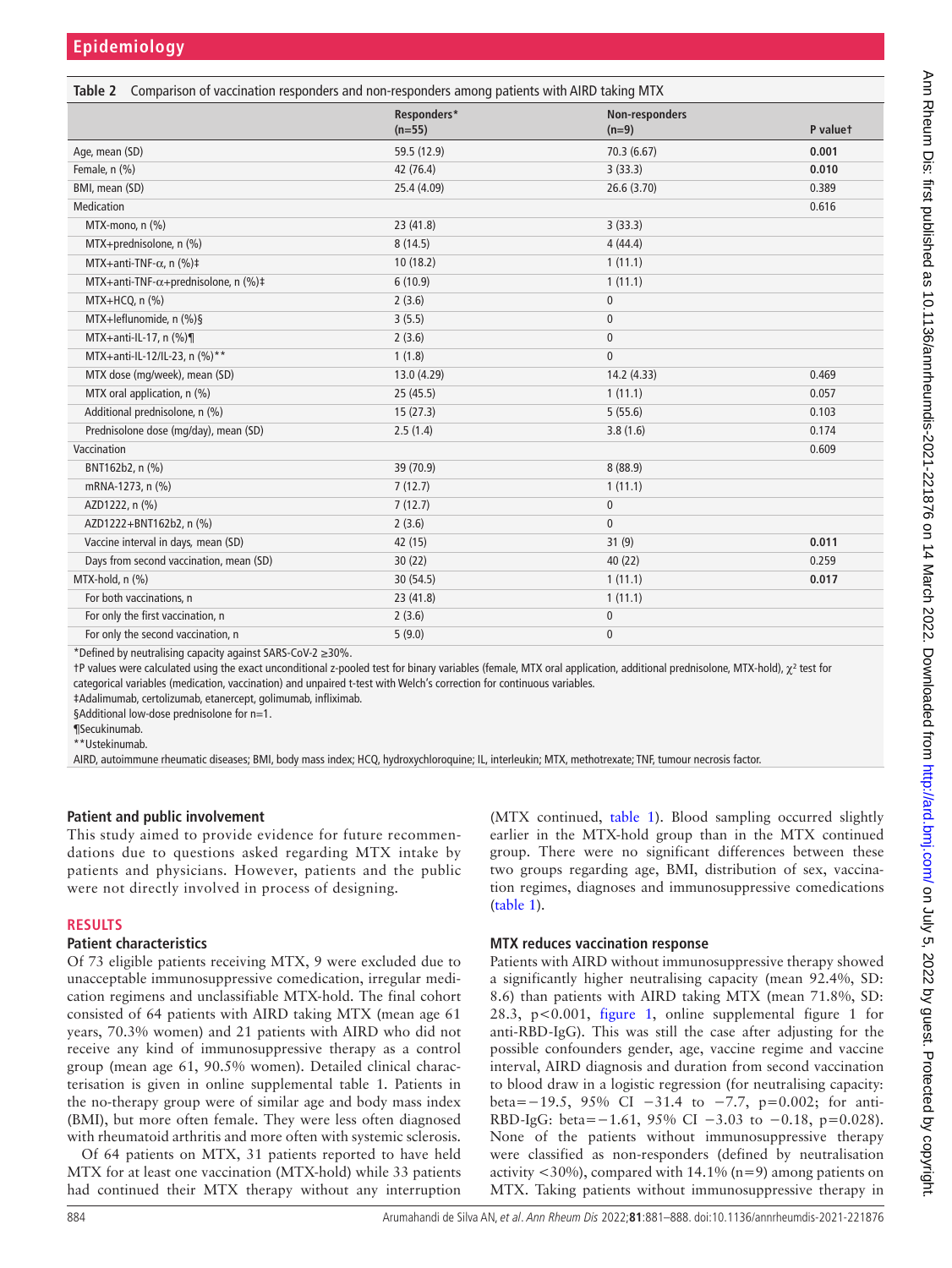**Table 2** Comparison of vaccination responders and non-responders among patients with AIRD taking MTX

| | Responders* (n=55) | Non-responders (n=9) | P value† |
|---|---|---|---|
| Age, mean (SD) | 59.5 (12.9) | 70.3 (6.67) | **0.001** |
| Female, n (%) | 42 (76.4) | 3 (33.3) | **0.010** |
| BMI, mean (SD) | 25.4 (4.09) | 26.6 (3.70) | 0.389 |
| Medication | | | 0.616 |
| MTX-mono, n (%) | 23 (41.8) | 3 (33.3) | |
| MTX+prednisolone, n (%) | 8 (14.5) | 4 (44.4) | |
| MTX+anti-TNF-α, n (%)‡ | 10 (18.2) | 1 (11.1) | |
| MTX+anti-TNF-α+prednisolone, n (%)‡ | 6 (10.9) | 1 (11.1) | |
| MTX+HCQ, n (%) | 2 (3.6) | 0 | |
| MTX+leflunomide, n (%)§ | 3 (5.5) | 0 | |
| MTX+anti-IL-17, n (%)¶ | 2 (3.6) | 0 | |
| MTX+anti-IL-12/IL-23, n (%)** | 1 (1.8) | 0 | |
| MTX dose (mg/week), mean (SD) | 13.0 (4.29) | 14.2 (4.33) | 0.469 |
| MTX oral application, n (%) | 25 (45.5) | 1 (11.1) | 0.057 |
| Additional prednisolone, n (%) | 15 (27.3) | 5 (55.6) | 0.103 |
| Prednisolone dose (mg/day), mean (SD) | 2.5 (1.4) | 3.8 (1.6) | 0.174 |
| Vaccination | | | 0.609 |
| BNT162b2, n (%) | 39 (70.9) | 8 (88.9) | |
| mRNA-1273, n (%) | 7 (12.7) | 1 (11.1) | |
| AZD1222, n (%) | 7 (12.7) | 0 | |
| AZD1222+BNT162b2, n (%) | 2 (3.6) | 0 | |
| Vaccine interval in days, mean (SD) | 42 (15) | 31 (9) | **0.011** |
| Days from second vaccination, mean (SD) | 30 (22) | 40 (22) | 0.259 |
| MTX-hold, n (%) | 30 (54.5) | 1 (11.1) | **0.017** |
| For both vaccinations, n | 23 (41.8) | 1 (11.1) | |
| For only the first vaccination, n | 2 (3.6) | 0 | |
| For only the second vaccination, n | 5 (9.0) | 0 | |

*Defined by neutralising capacity against SARS-CoV-2 ≥30%.
†P values were calculated using the exact unconditional z-pooled test for binary variables (female, MTX oral application, additional prednisolone, MTX-hold), $\chi^2$ test for categorical variables (medication, vaccination) and unpaired t-test with Welch's correction for continuous variables.
‡Adalimumab, certolizumab, etanercept, golimumab, infliximab.
§Additional low-dose prednisolone for n=1.
¶Secukinumab.
**Ustekinumab.
AIRD, autoimmune rheumatic diseases; BMI, body mass index; HCQ, hydroxychloroquine; IL, interleukin; MTX, methotrexate; TNF, tumour necrosis factor.

### Patient and public involvement

This study aimed to provide evidence for future recommendations due to questions asked regarding MTX intake by patients and physicians. However, patients and the public were not directly involved in process of designing.

## RESULTS

### Patient characteristics

Of 73 eligible patients receiving MTX, 9 were excluded due to unacceptable immunosuppressive comedication, irregular medication regimens and unclassifiable MTX-hold. The final cohort consisted of 64 patients with AIRD taking MTX (mean age 61 years, 70.3% women) and 21 patients with AIRD who did not receive any kind of immunosuppressive therapy as a control group (mean age 61, 90.5% women). Detailed clinical characterisation is given in online supplemental table 1. Patients in the no-therapy group were of similar age and body mass index (BMI), but more often female. They were less often diagnosed with rheumatoid arthritis and more often with systemic sclerosis.

Of 64 patients on MTX, 31 patients reported to have held MTX for at least one vaccination (MTX-hold) while 33 patients had continued their MTX therapy without any interruption (MTX continued, table 1). Blood sampling occurred slightly earlier in the MTX-hold group than in the MTX continued group. There were no significant differences between these two groups regarding age, BMI, distribution of sex, vaccination regimes, diagnoses and immunosuppressive comedications (table 1).

### MTX reduces vaccination response

Patients with AIRD without immunosuppressive therapy showed a significantly higher neutralising capacity (mean 92.4%, SD: 8.6) than patients with AIRD taking MTX (mean 71.8%, SD: 28.3, $p<0.001$, figure 1, online supplemental figure 1 for anti-RBD-IgG). This was still the case after adjusting for the possible confounders gender, age, vaccine regime and vaccine interval, AIRD diagnosis and duration from second vaccination to blood draw in a logistic regression (for neutralising capacity: beta=−19.5, 95% CI −31.4 to −7.7, p=0.002; for anti-RBD-IgG: beta=−1.61, 95% CI −3.03 to −0.18, p=0.028). None of the patients without immunosuppressive therapy were classified as non-responders (defined by neutralisation activity <30%), compared with 14.1% (n=9) among patients on MTX. Taking patients without immunosuppressive therapy in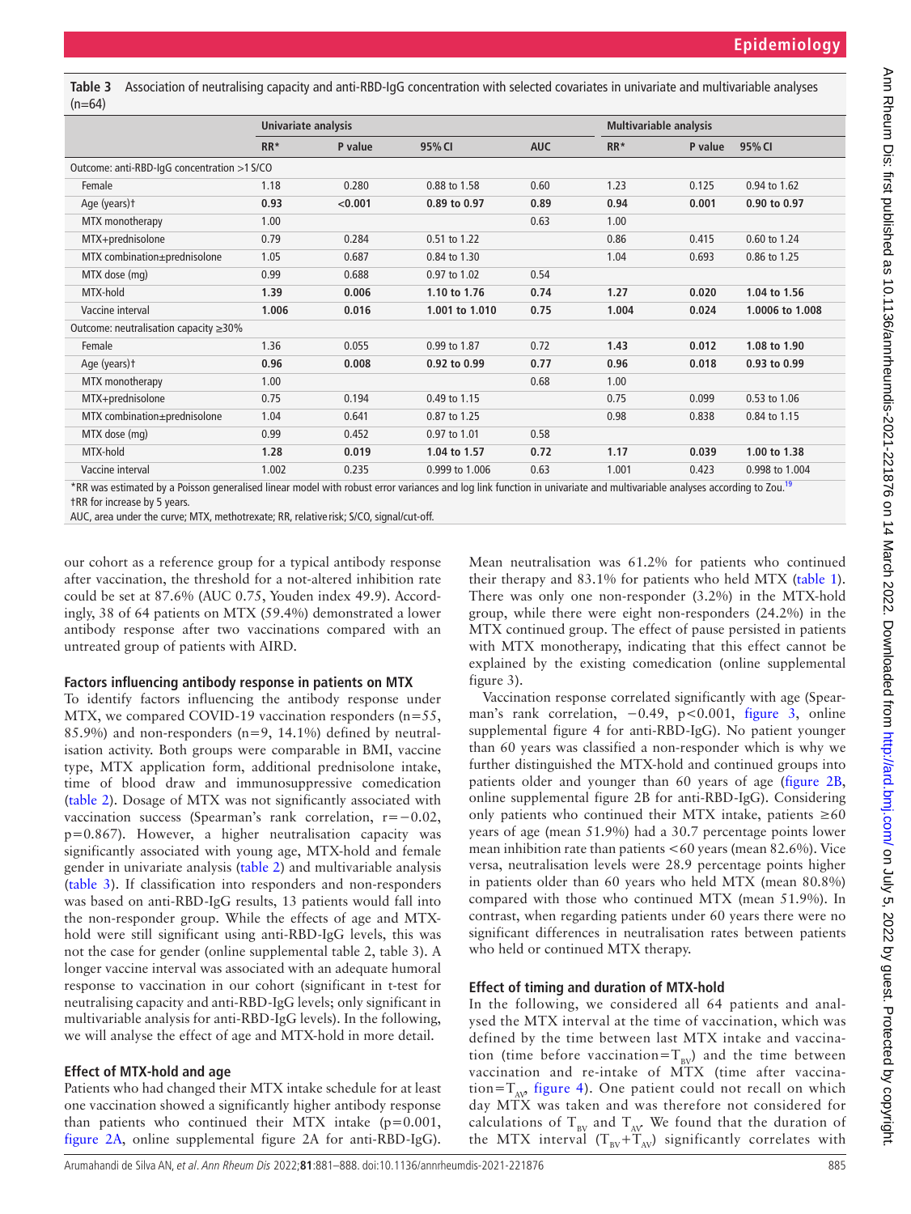**Table 3** Association of neutralising capacity and anti-RBD-IgG concentration with selected covariates in univariate and multivariable analyses (n=64)

| | Univariate analysis | | | | Multivariable analysis | | |
|---|---|---|---|---|---|---|---|
| | RR* | P value | 95% CI | AUC | RR* | P value | 95% CI |
| Outcome: anti-RBD-IgG concentration >1 S/CO | | | | | | | |
| Female | 1.18 | 0.280 | 0.88 to 1.58 | 0.60 | 1.23 | 0.125 | 0.94 to 1.62 |
| Age (years)† | **0.93** | **<0.001** | **0.89 to 0.97** | **0.89** | **0.94** | **0.001** | **0.90 to 0.97** |
| MTX monotherapy | 1.00 | | | 0.63 | 1.00 | | |
| MTX+prednisolone | 0.79 | 0.284 | 0.51 to 1.22 | | 0.86 | 0.415 | 0.60 to 1.24 |
| MTX combination±prednisolone | 1.05 | 0.687 | 0.84 to 1.30 | | 1.04 | 0.693 | 0.86 to 1.25 |
| MTX dose (mg) | 0.99 | 0.688 | 0.97 to 1.02 | 0.54 | | | |
| MTX-hold | **1.39** | **0.006** | **1.10 to 1.76** | **0.74** | **1.27** | **0.020** | **1.04 to 1.56** |
| Vaccine interval | **1.006** | **0.016** | **1.001 to 1.010** | **0.75** | **1.004** | **0.024** | **1.0006 to 1.008** |
| Outcome: neutralisation capacity ≥30% | | | | | | | |
| Female | 1.36 | 0.055 | 0.99 to 1.87 | 0.72 | **1.43** | **0.012** | **1.08 to 1.90** |
| Age (years)† | **0.96** | **0.008** | **0.92 to 0.99** | **0.77** | **0.96** | **0.018** | **0.93 to 0.99** |
| MTX monotherapy | 1.00 | | | 0.68 | 1.00 | | |
| MTX+prednisolone | 0.75 | 0.194 | 0.49 to 1.15 | | 0.75 | 0.099 | 0.53 to 1.06 |
| MTX combination±prednisolone | 1.04 | 0.641 | 0.87 to 1.25 | | 0.98 | 0.838 | 0.84 to 1.15 |
| MTX dose (mg) | 0.99 | 0.452 | 0.97 to 1.01 | 0.58 | | | |
| MTX-hold | **1.28** | **0.019** | **1.04 to 1.57** | **0.72** | **1.17** | **0.039** | **1.00 to 1.38** |
| Vaccine interval | 1.002 | 0.235 | 0.999 to 1.006 | 0.63 | 1.001 | 0.423 | 0.998 to 1.004 |

*RR was estimated by a Poisson generalised linear model with robust error variances and log link function in univariate and multivariable analyses according to Zou.[19]
†RR for increase by 5 years.
AUC, area under the curve; MTX, methotrexate; RR, relative risk; S/CO, signal/cut-off.

our cohort as a reference group for a typical antibody response after vaccination, the threshold for a not-altered inhibition rate could be set at 87.6% (AUC 0.75, Youden index 49.9). Accordingly, 38 of 64 patients on MTX (59.4%) demonstrated a lower antibody response after two vaccinations compared with an untreated group of patients with AIRD.

### Factors influencing antibody response in patients on MTX

To identify factors influencing the antibody response under MTX, we compared COVID-19 vaccination responders (n=55, 85.9%) and non-responders (n=9, 14.1%) defined by neutralisation activity. Both groups were comparable in BMI, vaccine type, MTX application form, additional prednisolone intake, time of blood draw and immunosuppressive comedication (table 2). Dosage of MTX was not significantly associated with vaccination success (Spearman's rank correlation, r=−0.02, p=0.867). However, a higher neutralisation capacity was significantly associated with young age, MTX-hold and female gender in univariate analysis (table 2) and multivariable analysis (table 3). If classification into responders and non-responders was based on anti-RBD-IgG results, 13 patients would fall into the non-responder group. While the effects of age and MTX-hold were still significant using anti-RBD-IgG levels, this was not the case for gender (online supplemental table 2, table 3). A longer vaccine interval was associated with an adequate humoral response to vaccination in our cohort (significant in t-test for neutralising capacity and anti-RBD-IgG levels; only significant in multivariable analysis for anti-RBD-IgG levels). In the following, we will analyse the effect of age and MTX-hold in more detail.

### Effect of MTX-hold and age

Patients who had changed their MTX intake schedule for at least one vaccination showed a significantly higher antibody response than patients who continued their MTX intake (p=0.001, figure 2A, online supplemental figure 2A for anti-RBD-IgG). Mean neutralisation was 61.2% for patients who continued their therapy and 83.1% for patients who held MTX (table 1). There was only one non-responder (3.2%) in the MTX-hold group, while there were eight non-responders (24.2%) in the MTX continued group. The effect of pause persisted in patients with MTX monotherapy, indicating that this effect cannot be explained by the existing comedication (online supplemental figure 3).

Vaccination response correlated significantly with age (Spearman's rank correlation, −0.49, p<0.001, figure 3, online supplemental figure 4 for anti-RBD-IgG). No patient younger than 60 years was classified a non-responder which is why we further distinguished the MTX-hold and continued groups into patients older and younger than 60 years of age (figure 2B, online supplemental figure 2B for anti-RBD-IgG). Considering only patients who continued their MTX intake, patients ≥60 years of age (mean 51.9%) had a 30.7 percentage points lower mean inhibition rate than patients <60 years (mean 82.6%). Vice versa, neutralisation levels were 28.9 percentage points higher in patients older than 60 years who held MTX (mean 80.8%) compared with those who continued MTX (mean 51.9%). In contrast, when regarding patients under 60 years there were no significant differences in neutralisation rates between patients who held or continued MTX therapy.

### Effect of timing and duration of MTX-hold

In the following, we considered all 64 patients and analysed the MTX interval at the time of vaccination, which was defined by the time between last MTX intake and vaccination (time before vaccination=$T_{BV}$) and the time between vaccination and re-intake of MTX (time after vaccination=$T_{AV}$, figure 4). One patient could not recall on which day MTX was taken and was therefore not considered for calculations of $T_{BV}$ and $T_{AV}$. We found that the duration of the MTX interval ($T_{BV}+T_{AV}$) significantly correlates with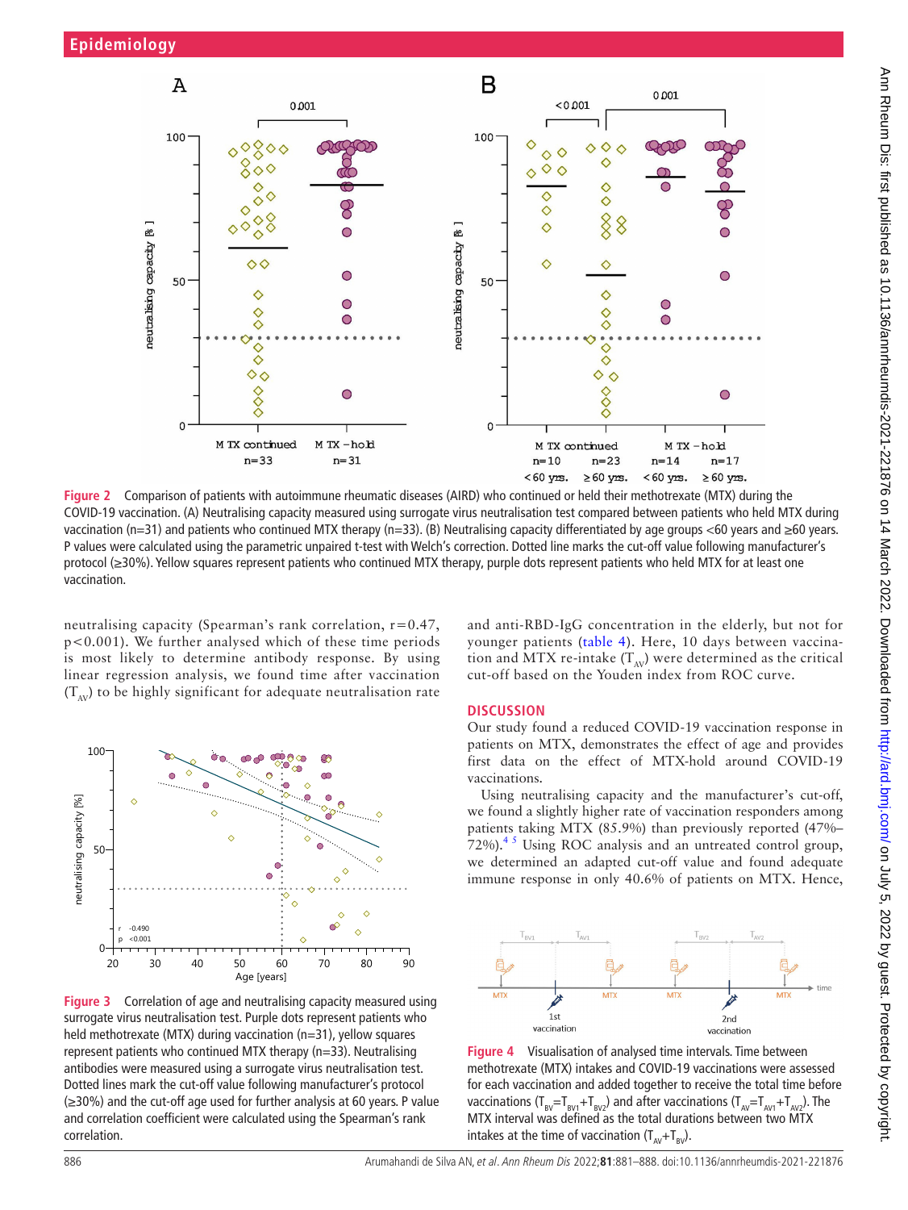Figure 2 Comparison of patients with autoimmune rheumatic diseases (AIRD) who continued or held their methotrexate (MTX) during the COVID-19 vaccination. (A) Neutralising capacity measured using surrogate virus neutralisation test compared between patients who held MTX during vaccination (n=31) and patients who continued MTX therapy (n=33). (B) Neutralising capacity differentiated by age groups <60 years and ≥60 years. P values were calculated using the parametric unpaired t-test with Welch's correction. Dotted line marks the cut-off value following manufacturer's protocol (≥30%). Yellow squares represent patients who continued MTX therapy, purple dots represent patients who held MTX for at least one vaccination.

neutralising capacity (Spearman's rank correlation, r=0.47, p<0.001). We further analysed which of these time periods is most likely to determine antibody response. By using linear regression analysis, we found time after vaccination ($T_{AV}$) to be highly significant for adequate neutralisation rate and anti-RBD-IgG concentration in the elderly, but not for younger patients (table 4). Here, 10 days between vaccination and MTX re-intake ($T_{AV}$) were determined as the critical cut-off based on the Youden index from ROC curve.

Figure 3 Correlation of age and neutralising capacity measured using surrogate virus neutralisation test. Purple dots represent patients who held methotrexate (MTX) during vaccination (n=31), yellow squares represent patients who continued MTX therapy (n=33). Neutralising antibodies were measured using surrogate virus neutralisation test. Dotted lines mark the cut-off value following manufacturer's protocol (≥30%) and the cut-off age used for further analysis at 60 years. P value and correlation coefficient were calculated using the Spearman's rank correlation.

## DISCUSSION

Our study found a reduced COVID-19 vaccination response in patients on MTX, demonstrates the effect of age and provides first data on the effect of MTX-hold around COVID-19 vaccinations.

Using neutralising capacity and the manufacturer's cut-off, we found a slightly higher rate of vaccination responders among patients taking MTX (85.9%) than previously reported (47%–72%).[4,5] Using ROC analysis and an untreated control group, we determined an adapted cut-off value and found adequate immune response in only 40.6% of patients on MTX. Hence,

Figure 4 Visualisation of analysed time intervals. Time between methotrexate (MTX) intakes and COVID-19 vaccinations were assessed for each vaccination and added together to receive the total time before vaccinations ($T_{BV}=T_{BV1}+T_{BV2}$) and after vaccinations ($T_{AV}=T_{AV1}+T_{AV2}$). The MTX interval was defined as the total durations between two MTX intakes at the time of vaccination ($T_{AV}+T_{BV}$).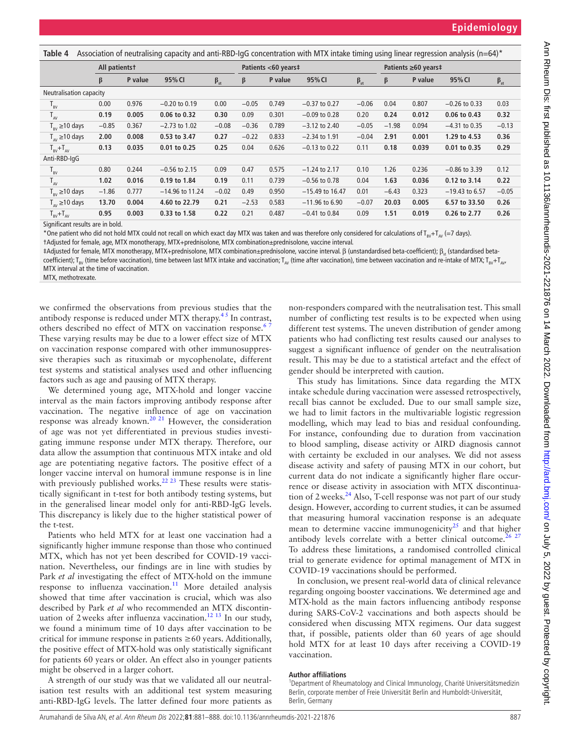**Table 4** Association of neutralising capacity and anti-RBD-IgG concentration with MTX intake timing using linear regression analysis (n=64)*

| | All patients† | | | | Patients <60 years‡ | | | | Patients ≥60 years‡ | | | |
|---|---|---|---|---|---|---|---|---|---|---|---|---|
| | β | P value | 95% CI | $\beta_{st}$ | β | P value | 95% CI | $\beta_{st}$ | β | P value | 95% CI | $\beta_{st}$ |
| Neutralisation capacity | | | | | | | | | | | | |
| $T_{BV}$ | 0.00 | 0.976 | −0.20 to 0.19 | 0.00 | −0.05 | 0.749 | −0.37 to 0.27 | −0.06 | 0.04 | 0.807 | −0.26 to 0.33 | 0.03 |
| $T_{AV}$ | **0.19** | **0.005** | **0.06 to 0.32** | **0.30** | 0.09 | 0.301 | −0.09 to 0.28 | 0.20 | **0.24** | **0.012** | **0.06 to 0.43** | **0.32** |
| $T_{BV}$ ≥10 days | −0.85 | 0.367 | −2.73 to 1.02 | −0.08 | −0.36 | 0.789 | −3.12 to 2.40 | −0.05 | −1.98 | 0.094 | −4.31 to 0.35 | −0.13 |
| $T_{AV}$ ≥10 days | **2.00** | **0.008** | **0.53 to 3.47** | **0.27** | −0.22 | 0.833 | −2.34 to 1.91 | −0.04 | **2.91** | **0.001** | **1.29 to 4.53** | **0.36** |
| $T_{BV}$+$T_{AV}$ | **0.13** | **0.035** | **0.01 to 0.25** | **0.25** | 0.04 | 0.626 | −0.13 to 0.22 | 0.11 | **0.18** | **0.039** | **0.01 to 0.35** | **0.29** |
| Anti-RBD-IgG | | | | | | | | | | | | |
| $T_{BV}$ | 0.80 | 0.244 | −0.56 to 2.15 | 0.09 | 0.47 | 0.575 | −1.24 to 2.17 | 0.10 | 1.26 | 0.236 | −0.86 to 3.39 | 0.12 |
| $T_{AV}$ | **1.02** | **0.016** | **0.19 to 1.84** | **0.19** | 0.11 | 0.739 | −0.56 to 0.78 | 0.04 | **1.63** | **0.036** | **0.12 to 3.14** | **0.22** |
| $T_{BV}$ ≥10 days | −1.86 | 0.777 | −14.96 to 11.24 | −0.02 | 0.49 | 0.950 | −15.49 to 16.47 | 0.01 | −6.43 | 0.323 | −19.43 to 6.57 | −0.05 |
| $T_{AV}$ ≥10 days | **13.70** | **0.004** | **4.60 to 22.79** | **0.21** | −2.53 | 0.583 | −11.96 to 6.90 | −0.07 | **20.03** | **0.005** | **6.57 to 33.50** | **0.26** |
| $T_{BV}$+$T_{AV}$ | **0.95** | **0.003** | **0.33 to 1.58** | **0.22** | 0.21 | 0.487 | −0.41 to 0.84 | 0.09 | **1.51** | **0.019** | **0.26 to 2.77** | **0.26** |

Significant results are in bold.

*One patient who did not hold MTX could not recall on which exact day MTX was taken and was therefore only considered for calculations of $T_{BV}$+$T_{AV}$ (=7 days).

†Adjusted for female, age, MTX monotherapy, MTX+prednisolone, MTX combination±prednisolone, vaccine interval.

‡Adjusted for female, MTX monotherapy, MTX+prednisolone, MTX combination±prednisolone, vaccine interval. β (unstandardised beta-coefficient); $\beta_{st}$ (standardised beta-coefficient); $T_{BV}$ (time before vaccination), time between last MTX intake and vaccination; $T_{AV}$ (time after vaccination), time between vaccination and re-intake of MTX; $T_{BV}$+$T_{AV}$, MTX interval at the time of vaccination.

MTX, methotrexate.

we confirmed the observations from previous studies that the antibody response is reduced under MTX therapy.[4,5] In contrast, others described no effect of MTX on vaccination response.[6,7] These varying results may be due to a lower effect size of MTX on vaccination response compared with other immunosuppressive therapies such as rituximab or mycophenolate, different test systems and statistical analyses used and other influencing factors such as age and pausing of MTX therapy.

We determined young age, MTX-hold and longer vaccine interval as the main factors improving antibody response after vaccination. The negative influence of age on vaccination response was already known.[20,21] However, the consideration of age was not yet differentiated in previous studies investigating immune response under MTX therapy. Therefore, our data allow the assumption that continuous MTX intake and old age are potentiating negative factors. The positive effect of a longer vaccine interval on humoral immune response is in line with previously published works.[22,23] These results were statistically significant in t-test for both antibody testing systems, but in the generalised linear model only for anti-RBD-IgG levels. This discrepancy is likely due to the higher statistical power of the t-test.

Patients who held MTX for at least one vaccination had a significantly higher immune response than those who continued MTX, which has not yet been described for COVID-19 vaccination. Nevertheless, our findings are in line with studies by Park *et al* investigating the effect of MTX-hold on the immune response to influenza vaccination.[11] More detailed analysis showed that time after vaccination is crucial, which was also described by Park *et al* who recommended an MTX discontinuation of 2 weeks after influenza vaccination.[12,13] In our study, we found a minimum time of 10 days after vaccination to be critical for immune response in patients ≥60 years. Additionally, the positive effect of MTX-hold was only statistically significant for patients 60 years or older. An effect also in younger patients might be observed in a larger cohort.

A strength of our study was that we validated all our neutralisation test results with an additional test system measuring anti-RBD-IgG levels. The latter defined four more patients as non-responders compared with the neutralisation test. This small number of conflicting test results is to be expected when using different test systems. The uneven distribution of gender among patients who had conflicting test results caused our analyses to suggest a significant influence of gender on the neutralisation result. This may be due to a statistical artefact and the effect of gender should be interpreted with caution.

This study has limitations. Since data regarding the MTX intake schedule during vaccination were assessed retrospectively, recall bias cannot be excluded. Due to our small sample size, we had to limit factors in the multivariable logistic regression modelling, which may lead to bias and residual confounding. For instance, confounding due to duration from vaccination to blood sampling, disease activity or AIRD diagnosis cannot with certainty be excluded in our analyses. We did not assess disease activity and safety of pausing MTX in our cohort, but current data do not indicate a significantly higher flare occurrence or disease activity in association with MTX discontinuation of 2 weeks.[24] Also, T-cell response was not part of our study design. However, according to current studies, it can be assumed that measuring humoral vaccination response is an adequate mean to determine vaccine immunogenicity[25] and that higher antibody levels correlate with a better clinical outcome.[26,27] To address these limitations, a randomised controlled clinical trial to generate evidence for optimal management of MTX in COVID-19 vaccinations should be performed.

In conclusion, we present real-world data of clinical relevance regarding ongoing booster vaccinations. We determined age and MTX-hold as the main factors influencing antibody response during SARS-CoV-2 vaccinations and both aspects should be considered when discussing MTX regimens. Our data suggest that, if possible, patients older than 60 years of age should hold MTX for at least 10 days after receiving a COVID-19 vaccination.

**Author affiliations**

[1]Department of Rheumatology and Clinical Immunology, Charité Universitätsmedizin Berlin, corporate member of Freie Universität Berlin and Humboldt-Universität, Berlin, Germany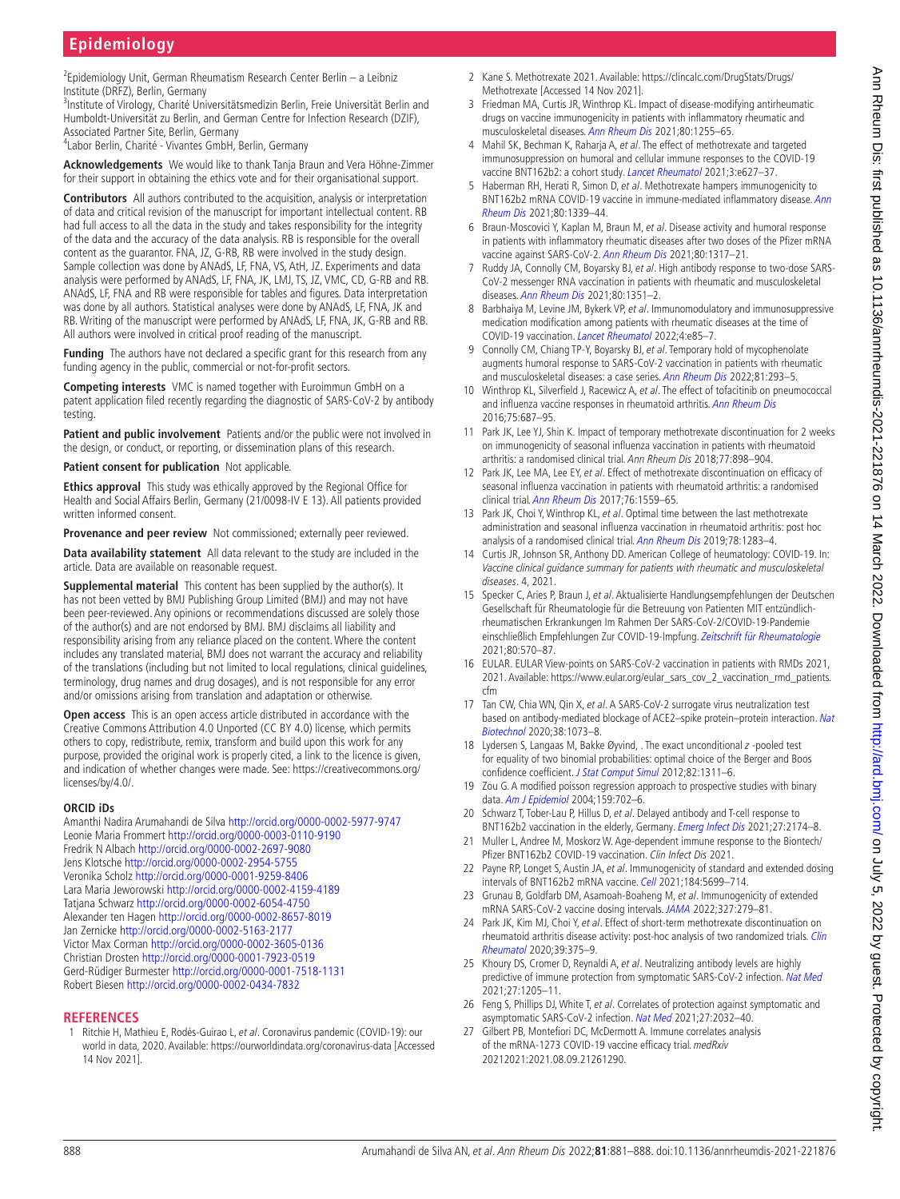[2]Epidemiology Unit, German Rheumatism Research Center Berlin – a Leibniz Institute (DRFZ), Berlin, Germany
[3]Institute of Virology, Charité Universitätsmedizin Berlin, Freie Universität Berlin and Humboldt-Universität zu Berlin, and German Centre for Infection Research (DZIF), Associated Partner Site, Berlin, Germany
[4]Labor Berlin, Charité - Vivantes GmbH, Berlin, Germany

**Acknowledgements** We would like to thank Tanja Braun and Vera Höhne-Zimmer for their support in obtaining the ethics vote and for their organisational support.

**Contributors** All authors contributed to the acquisition, analysis or interpretation of data and critical revision of the manuscript for important intellectual content. RB had full access to all the data in the study and takes responsibility for the integrity of the data and the accuracy of the data analysis. RB is responsible for the overall content as the guarantor. FNA, JZ, G-RB, RB were involved in the study design. Sample collection was done by ANAdS, LF, FNA, VS, AtH, JZ. Experiments and data analysis were performed by ANAdS, LF, FNA, JK, LMJ, TS, JZ, VMC, CD, G-RB and RB. ANAdS, LF, FNA and RB were responsible for tables and figures. Data interpretation was done by all authors. Statistical analyses were done by ANAdS, LF, FNA, JK and RB. Writing of the manuscript were performed by ANAdS, LF, FNA, JK, G-RB and RB. All authors were involved in critical proof reading of the manuscript.

**Funding** The authors have not declared a specific grant for this research from any funding agency in the public, commercial or not-for-profit sectors.

**Competing interests** VMC is named together with Euroimmun GmbH on a patent application filed recently regarding the diagnostic of SARS-CoV-2 by antibody testing.

**Patient and public involvement** Patients and/or the public were not involved in the design, or conduct, or reporting, or dissemination plans of this research.

**Patient consent for publication** Not applicable.

**Ethics approval** This study was ethically approved by the Regional Office for Health and Social Affairs Berlin, Germany (21/0098-IV E 13). All patients provided written informed consent.

**Provenance and peer review** Not commissioned; externally peer reviewed.

**Data availability statement** All data relevant to the study are included in the article. Data are available on reasonable request.

**Supplemental material** This content has been supplied by the author(s). It has not been vetted by BMJ Publishing Group Limited (BMJ) and may not have been peer-reviewed. Any opinions or recommendations discussed are solely those of the author(s) and are not endorsed by BMJ. BMJ disclaims all liability and responsibility arising from any reliance placed on the content. Where the content includes any translated material, BMJ does not warrant the accuracy and reliability of the translations (including but not limited to local regulations, clinical guidelines, terminology, drug names and drug dosages), and is not responsible for any error and/or omissions arising from translation and adaptation or otherwise.

**Open access** This is an open access article distributed in accordance with the Creative Commons Attribution 4.0 Unported (CC BY 4.0) license, which permits others to copy, redistribute, remix, transform and build upon this work for any purpose, provided the original work is properly cited, a link to the licence is given, and indication of whether changes were made. See: https://creativecommons.org/licenses/by/4.0/.

### ORCID iDs

Amanthi Nadira Arumahandi de Silva http://orcid.org/0000-0002-5977-9747
Leonie Maria Frommert http://orcid.org/0000-0003-0110-9190
Fredrik N Albach http://orcid.org/0000-0002-2697-9080
Jens Klotsche http://orcid.org/0000-0002-2954-5755
Veronika Scholz http://orcid.org/0000-0001-9259-8406
Lara Maria Jeworowski http://orcid.org/0000-0002-4159-4189
Tatjana Schwarz http://orcid.org/0000-0002-6054-4750
Alexander ten Hagen http://orcid.org/0000-0002-8657-8019
Jan Zernicke http://orcid.org/0000-0002-5163-2177
Victor Max Corman http://orcid.org/0000-0002-3605-0136
Christian Drosten http://orcid.org/0000-0001-7923-0519
Gerd-Rüdiger Burmester http://orcid.org/0000-0001-7518-1131
Robert Biesen http://orcid.org/0000-0002-0434-7832

## REFERENCES

1. Ritchie H, Mathieu E, Rodés-Guirao L, *et al*. Coronavirus pandemic (COVID-19): our world in data, 2020. Available: https://ourworldindata.org/coronavirus-data [Accessed 14 Nov 2021].
2. Kane S. Methotrexate 2021. Available: https://clincalc.com/DrugStats/Drugs/Methotrexate [Accessed 14 Nov 2021].
3. Friedman MA, Curtis JR, Winthrop KL. Impact of disease-modifying antirheumatic drugs on vaccine immunogenicity in patients with inflammatory rheumatic and musculoskeletal diseases. *Ann Rheum Dis* 2021;80:1255–65.
4. Mahil SK, Bechman K, Raharja A, *et al*. The effect of methotrexate and targeted immunosuppression on humoral and cellular immune responses to the COVID-19 vaccine BNT162b2: a cohort study. *Lancet Rheumatol* 2021;3:e627–37.
5. Haberman RH, Herati R, Simon D, *et al*. Methotrexate hampers immunogenicity to BNT162b2 mRNA COVID-19 vaccine in immune-mediated inflammatory disease. *Ann Rheum Dis* 2021;80:1339–44.
6. Braun-Moscovici Y, Kaplan M, Braun M, *et al*. Disease activity and humoral response in patients with inflammatory rheumatic diseases after two doses of the Pfizer mRNA vaccine against SARS-CoV-2. *Ann Rheum Dis* 2021;80:1317–21.
7. Ruddy JA, Connolly CM, Boyarsky BJ, *et al*. High antibody response to two-dose SARS-CoV-2 messenger RNA vaccination in patients with rheumatic and musculoskeletal diseases. *Ann Rheum Dis* 2021;80:1351–2.
8. Barbhaiya M, Levine JM, Bykerk VP, *et al*. Immunomodulatory and immunosuppressive medication modification among patients with rheumatic diseases at the time of COVID-19 vaccination. *Lancet Rheumatol* 2022;4:e85–7.
9. Connolly CM, Chiang TP-Y, Boyarsky BJ, *et al*. Temporary hold of mycophenolate augments humoral response to SARS-CoV-2 vaccination in patients with rheumatic and musculoskeletal diseases: a case series. *Ann Rheum Dis* 2022;81:293–5.
10. Winthrop KL, Silverfield J, Racewicz A, *et al*. The effect of tofacitinib on pneumococcal and influenza vaccine responses in rheumatoid arthritis. *Ann Rheum Dis* 2016;75:687–95.
11. Park JK, Lee YJ, Shin K. Impact of temporary methotrexate discontinuation for 2 weeks on immunogenicity of seasonal influenza vaccination in patients with rheumatoid arthritis: a randomised clinical trial. *Ann Rheum Dis* 2018;77:898–904.
12. Park JK, Lee MA, Lee EY, *et al*. Effect of methotrexate discontinuation on efficacy of seasonal influenza vaccination in patients with rheumatoid arthritis: a randomised clinical trial. *Ann Rheum Dis* 2017;76:1559–65.
13. Park JK, Choi Y, Winthrop KL, *et al*. Optimal time between the last methotrexate administration and seasonal influenza vaccination in rheumatoid arthritis: post hoc analysis of a randomised clinical trial. *Ann Rheum Dis* 2019;78:1283–4.
14. Curtis JR, Johnson SR, Anthony DD. American College of hematology: COVID-19. In: *Vaccine clinical guidance summary for patients with rheumatic and musculoskeletal diseases*. 4, 2021.
15. Specker C, Aries P, Braun J, *et al*. Aktualisierte Handlungsempfehlungen der Deutschen Gesellschaft für Rheumatologie für die Betreuung von Patienten MIT entzündlich-rheumatischen Erkrankungen Im Rahmen Der SARS-CoV-2/COVID-19-Pandemie einschließlich Empfehlungen Zur COVID-19-Impfung. *Zeitschrift für Rheumatologie* 2021;80:570–87.
16. EULAR. EULAR View-points on SARS-CoV-2 vaccination in patients with RMDs 2021, 2021. Available: https://www.eular.org/eular_sars_cov_2_vaccination_rmd_patients.cfm
17. Tan CW, Chia WN, Qin X, *et al*. A SARS-CoV-2 surrogate virus neutralization test based on antibody-mediated blockage of ACE2–spike protein–protein interaction. *Nat Biotechnol* 2020;38:1073–8.
18. Lydersen S, Langaas M, Bakke Øyvind, . The exact unconditional *z* -pooled test for equality of two binomial probabilities: optimal choice of the Berger and Boos confidence coefficient. *J Stat Comput Simul* 2012;82:1311–6.
19. Zou G. A modified poisson regression approach to prospective studies with binary data. *Am J Epidemiol* 2004;159:702–6.
20. Schwarz T, Tober-Lau P, Hillus D, *et al*. Delayed antibody and T-cell response to BNT162b2 vaccination in the elderly, Germany. *Emerg Infect Dis* 2021;27:2174–8.
21. Muller L, Andree M, Moskorz W. Age-dependent immune response to the Biontech/Pfizer BNT162b2 COVID-19 vaccination. *Clin Infect Dis* 2021.
22. Payne RP, Longet S, Austin JA, *et al*. Immunogenicity of standard and extended dosing intervals of BNT162b2 mRNA vaccine. *Cell* 2021;184:5699–714.
23. Grunau B, Goldfarb DM, Asamoah-Boaheng M, *et al*. Immunogenicity of extended mRNA SARS-CoV-2 vaccine dosing intervals. *JAMA* 2022;327:279–81.
24. Park JK, Kim MJ, Choi Y, *et al*. Effect of short-term methotrexate discontinuation on rheumatoid arthritis disease activity: post-hoc analysis of two randomized trials. *Clin Rheumatol* 2020;39:375–9.
25. Khoury DS, Cromer D, Reynaldi A, *et al*. Neutralizing antibody levels are highly predictive of immune protection from symptomatic SARS-CoV-2 infection. *Nat Med* 2021;27:1205–11.
26. Feng S, Phillips DJ, White T, *et al*. Correlates of protection against symptomatic and asymptomatic SARS-CoV-2 infection. *Nat Med* 2021;27:2032–40.
27. Gilbert PB, Montefiori DC, McDermott A. Immune correlates analysis of the mRNA-1273 COVID-19 vaccine efficacy trial. *medRxiv* 20212021:2021.08.09.21261290.